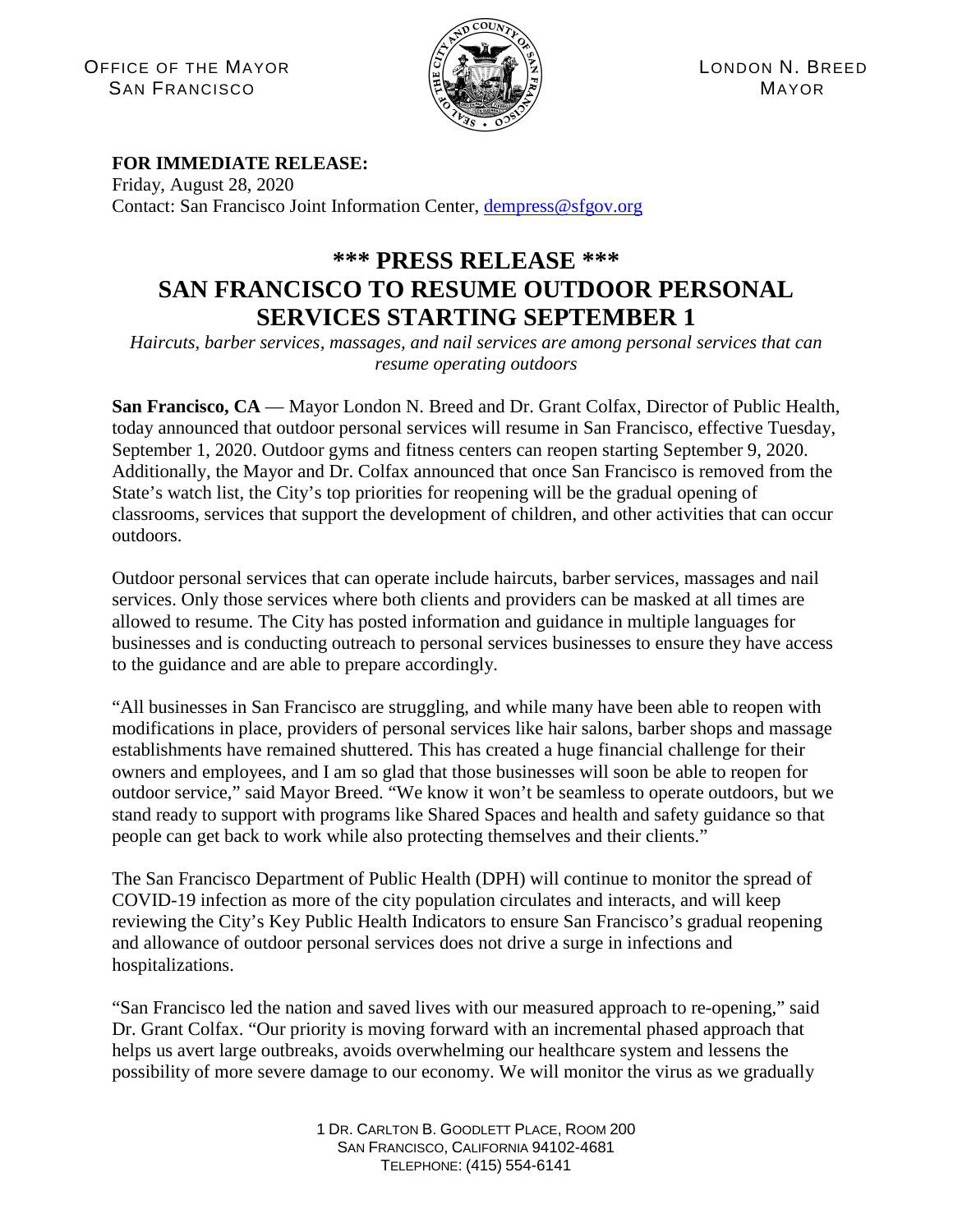OFFICE OF THE MAYOR
SAN FRANCISCO

LONDON N. BREED
MAYOR

**FOR IMMEDIATE RELEASE:**
Friday, August 28, 2020
Contact: San Francisco Joint Information Center, dempress@sfgov.org

# \*\*\* PRESS RELEASE \*\*\*
# SAN FRANCISCO TO RESUME OUTDOOR PERSONAL SERVICES STARTING SEPTEMBER 1

*Haircuts, barber services, massages, and nail services are among personal services that can resume operating outdoors*

**San Francisco, CA** — Mayor London N. Breed and Dr. Grant Colfax, Director of Public Health, today announced that outdoor personal services will resume in San Francisco, effective Tuesday, September 1, 2020. Outdoor gyms and fitness centers can reopen starting September 9, 2020. Additionally, the Mayor and Dr. Colfax announced that once San Francisco is removed from the State's watch list, the City's top priorities for reopening will be the gradual opening of classrooms, services that support the development of children, and other activities that can occur outdoors.

Outdoor personal services that can operate include haircuts, barber services, massages and nail services. Only those services where both clients and providers can be masked at all times are allowed to resume. The City has posted information and guidance in multiple languages for businesses and is conducting outreach to personal services businesses to ensure they have access to the guidance and are able to prepare accordingly.

"All businesses in San Francisco are struggling, and while many have been able to reopen with modifications in place, providers of personal services like hair salons, barber shops and massage establishments have remained shuttered. This has created a huge financial challenge for their owners and employees, and I am so glad that those businesses will soon be able to reopen for outdoor service," said Mayor Breed. "We know it won't be seamless to operate outdoors, but we stand ready to support with programs like Shared Spaces and health and safety guidance so that people can get back to work while also protecting themselves and their clients."

The San Francisco Department of Public Health (DPH) will continue to monitor the spread of COVID-19 infection as more of the city population circulates and interacts, and will keep reviewing the City's Key Public Health Indicators to ensure San Francisco's gradual reopening and allowance of outdoor personal services does not drive a surge in infections and hospitalizations.

"San Francisco led the nation and saved lives with our measured approach to re-opening," said Dr. Grant Colfax. "Our priority is moving forward with an incremental phased approach that helps us avert large outbreaks, avoids overwhelming our healthcare system and lessens the possibility of more severe damage to our economy. We will monitor the virus as we gradually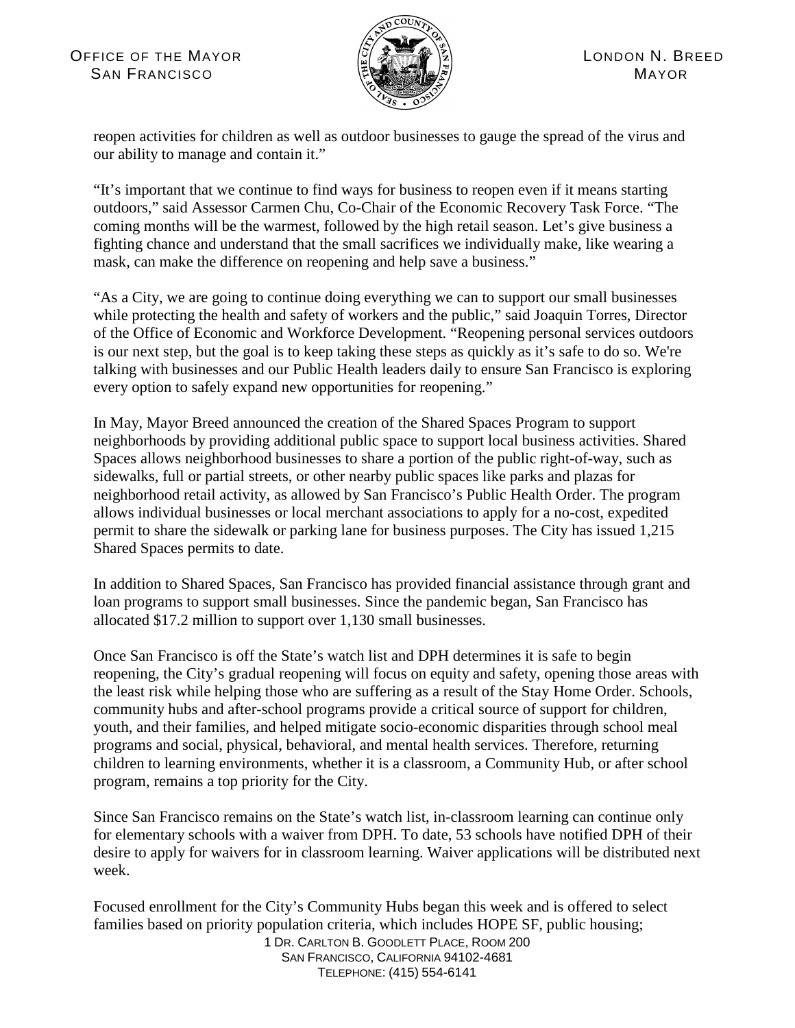reopen activities for children as well as outdoor businesses to gauge the spread of the virus and our ability to manage and contain it."

"It's important that we continue to find ways for business to reopen even if it means starting outdoors," said Assessor Carmen Chu, Co-Chair of the Economic Recovery Task Force. "The coming months will be the warmest, followed by the high retail season. Let's give business a fighting chance and understand that the small sacrifices we individually make, like wearing a mask, can make the difference on reopening and help save a business."

"As a City, we are going to continue doing everything we can to support our small businesses while protecting the health and safety of workers and the public," said Joaquin Torres, Director of the Office of Economic and Workforce Development. "Reopening personal services outdoors is our next step, but the goal is to keep taking these steps as quickly as it's safe to do so. We're talking with businesses and our Public Health leaders daily to ensure San Francisco is exploring every option to safely expand new opportunities for reopening."

In May, Mayor Breed announced the creation of the Shared Spaces Program to support neighborhoods by providing additional public space to support local business activities. Shared Spaces allows neighborhood businesses to share a portion of the public right-of-way, such as sidewalks, full or partial streets, or other nearby public spaces like parks and plazas for neighborhood retail activity, as allowed by San Francisco's Public Health Order. The program allows individual businesses or local merchant associations to apply for a no-cost, expedited permit to share the sidewalk or parking lane for business purposes. The City has issued 1,215 Shared Spaces permits to date.

In addition to Shared Spaces, San Francisco has provided financial assistance through grant and loan programs to support small businesses. Since the pandemic began, San Francisco has allocated $17.2 million to support over 1,130 small businesses.

Once San Francisco is off the State's watch list and DPH determines it is safe to begin reopening, the City's gradual reopening will focus on equity and safety, opening those areas with the least risk while helping those who are suffering as a result of the Stay Home Order. Schools, community hubs and after-school programs provide a critical source of support for children, youth, and their families, and helped mitigate socio-economic disparities through school meal programs and social, physical, behavioral, and mental health services. Therefore, returning children to learning environments, whether it is a classroom, a Community Hub, or after school program, remains a top priority for the City.

Since San Francisco remains on the State's watch list, in-classroom learning can continue only for elementary schools with a waiver from DPH. To date, 53 schools have notified DPH of their desire to apply for waivers for in classroom learning. Waiver applications will be distributed next week.

Focused enrollment for the City's Community Hubs began this week and is offered to select families based on priority population criteria, which includes HOPE SF, public housing;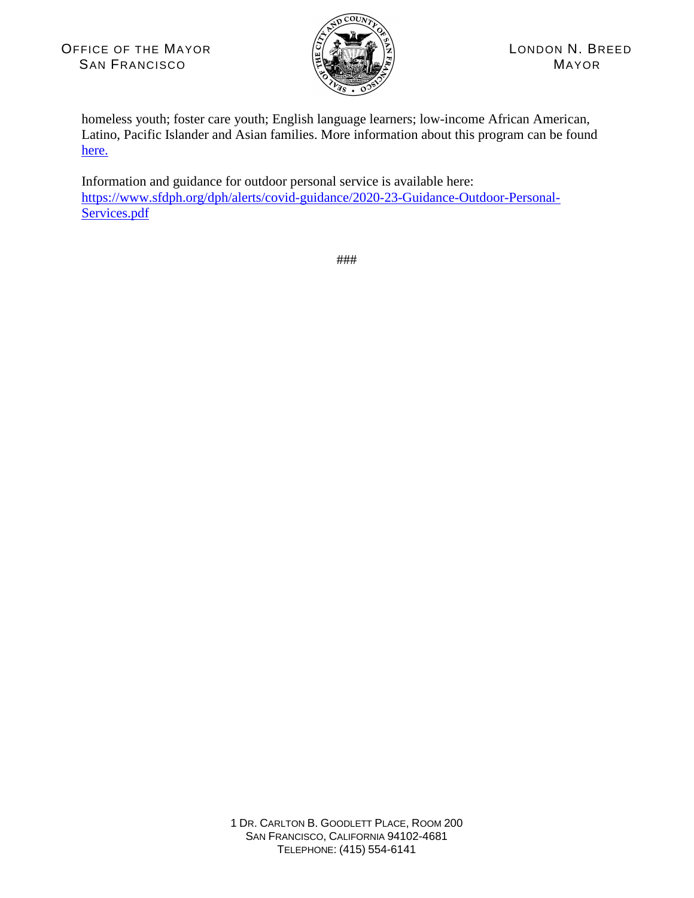homeless youth; foster care youth; English language learners; low-income African American, Latino, Pacific Islander and Asian families. More information about this program can be found here.

Information and guidance for outdoor personal service is available here: https://www.sfdph.org/dph/alerts/covid-guidance/2020-23-Guidance-Outdoor-Personal-Services.pdf

###